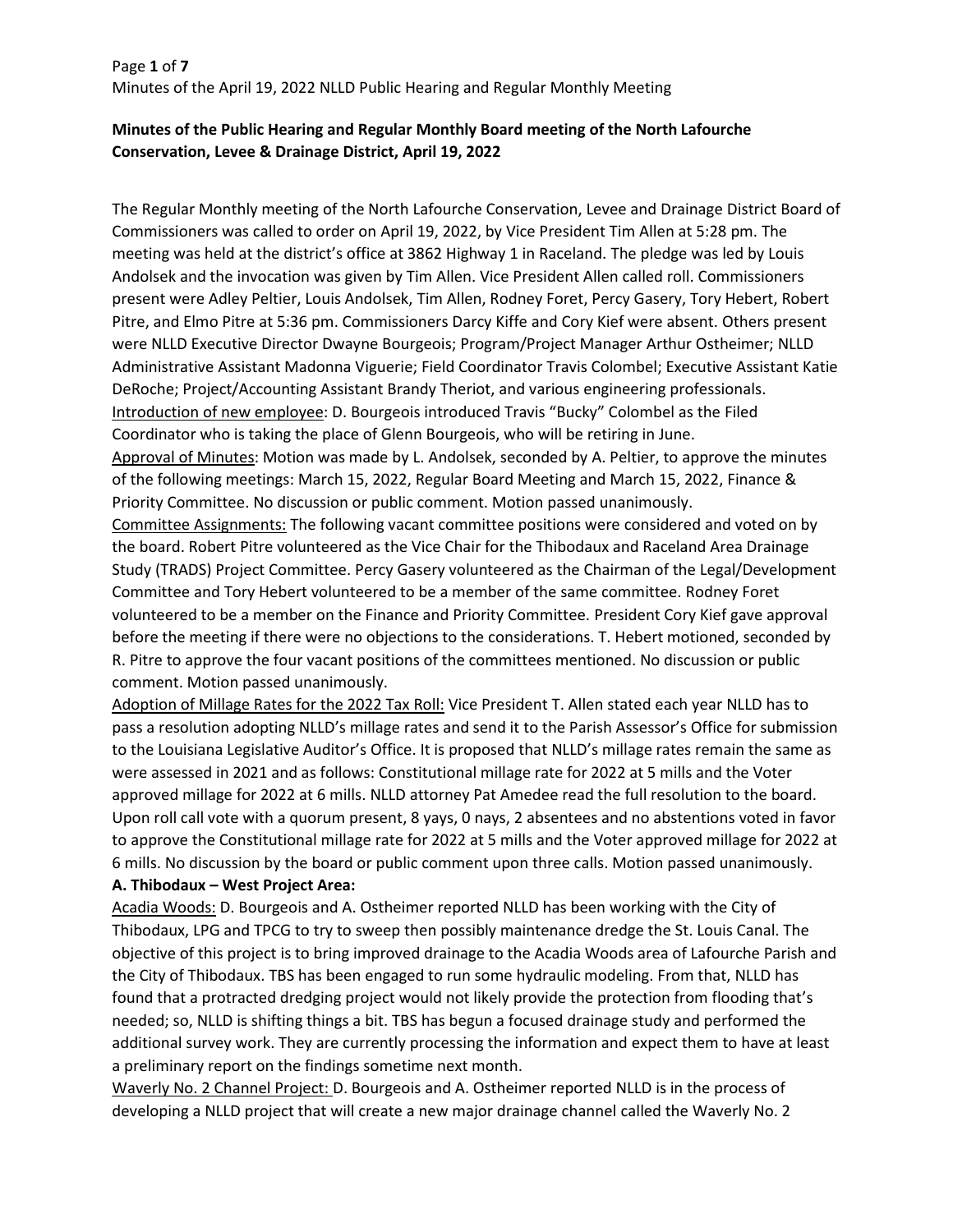**Minutes of the Public Hearing and Regular Monthly Board meeting of the North Lafourche Conservation, Levee & Drainage District, April 19, 2022**

The Regular Monthly meeting of the North Lafourche Conservation, Levee and Drainage District Board of Commissioners was called to order on April 19, 2022, by Vice President Tim Allen at 5:28 pm. The meeting was held at the district's office at 3862 Highway 1 in Raceland. The pledge was led by Louis Andolsek and the invocation was given by Tim Allen. Vice President Allen called roll. Commissioners present were Adley Peltier, Louis Andolsek, Tim Allen, Rodney Foret, Percy Gasery, Tory Hebert, Robert Pitre, and Elmo Pitre at 5:36 pm. Commissioners Darcy Kiffe and Cory Kief were absent. Others present were NLLD Executive Director Dwayne Bourgeois; Program/Project Manager Arthur Ostheimer; NLLD Administrative Assistant Madonna Viguerie; Field Coordinator Travis Colombel; Executive Assistant Katie DeRoche; Project/Accounting Assistant Brandy Theriot, and various engineering professionals.

Introduction of new employee: D. Bourgeois introduced Travis "Bucky" Colombel as the Filed Coordinator who is taking the place of Glenn Bourgeois, who will be retiring in June.

Approval of Minutes: Motion was made by L. Andolsek, seconded by A. Peltier, to approve the minutes of the following meetings: March 15, 2022, Regular Board Meeting and March 15, 2022, Finance & Priority Committee. No discussion or public comment. Motion passed unanimously.

Committee Assignments: The following vacant committee positions were considered and voted on by the board. Robert Pitre volunteered as the Vice Chair for the Thibodaux and Raceland Area Drainage Study (TRADS) Project Committee. Percy Gasery volunteered as the Chairman of the Legal/Development Committee and Tory Hebert volunteered to be a member of the same committee. Rodney Foret volunteered to be a member on the Finance and Priority Committee. President Cory Kief gave approval before the meeting if there were no objections to the considerations. T. Hebert motioned, seconded by R. Pitre to approve the four vacant positions of the committees mentioned. No discussion or public comment. Motion passed unanimously.

Adoption of Millage Rates for the 2022 Tax Roll: Vice President T. Allen stated each year NLLD has to pass a resolution adopting NLLD's millage rates and send it to the Parish Assessor's Office for submission to the Louisiana Legislative Auditor's Office. It is proposed that NLLD's millage rates remain the same as were assessed in 2021 and as follows: Constitutional millage rate for 2022 at 5 mills and the Voter approved millage for 2022 at 6 mills. NLLD attorney Pat Amedee read the full resolution to the board. Upon roll call vote with a quorum present, 8 yays, 0 nays, 2 absentees and no abstentions voted in favor to approve the Constitutional millage rate for 2022 at 5 mills and the Voter approved millage for 2022 at 6 mills. No discussion by the board or public comment upon three calls. Motion passed unanimously.

**A. Thibodaux – West Project Area:**

Acadia Woods: D. Bourgeois and A. Ostheimer reported NLLD has been working with the City of Thibodaux, LPG and TPCG to try to sweep then possibly maintenance dredge the St. Louis Canal. The objective of this project is to bring improved drainage to the Acadia Woods area of Lafourche Parish and the City of Thibodaux. TBS has been engaged to run some hydraulic modeling. From that, NLLD has found that a protracted dredging project would not likely provide the protection from flooding that's needed; so, NLLD is shifting things a bit. TBS has begun a focused drainage study and performed the additional survey work. They are currently processing the information and expect them to have at least a preliminary report on the findings sometime next month.

Waverly No. 2 Channel Project: D. Bourgeois and A. Ostheimer reported NLLD is in the process of developing a NLLD project that will create a new major drainage channel called the Waverly No. 2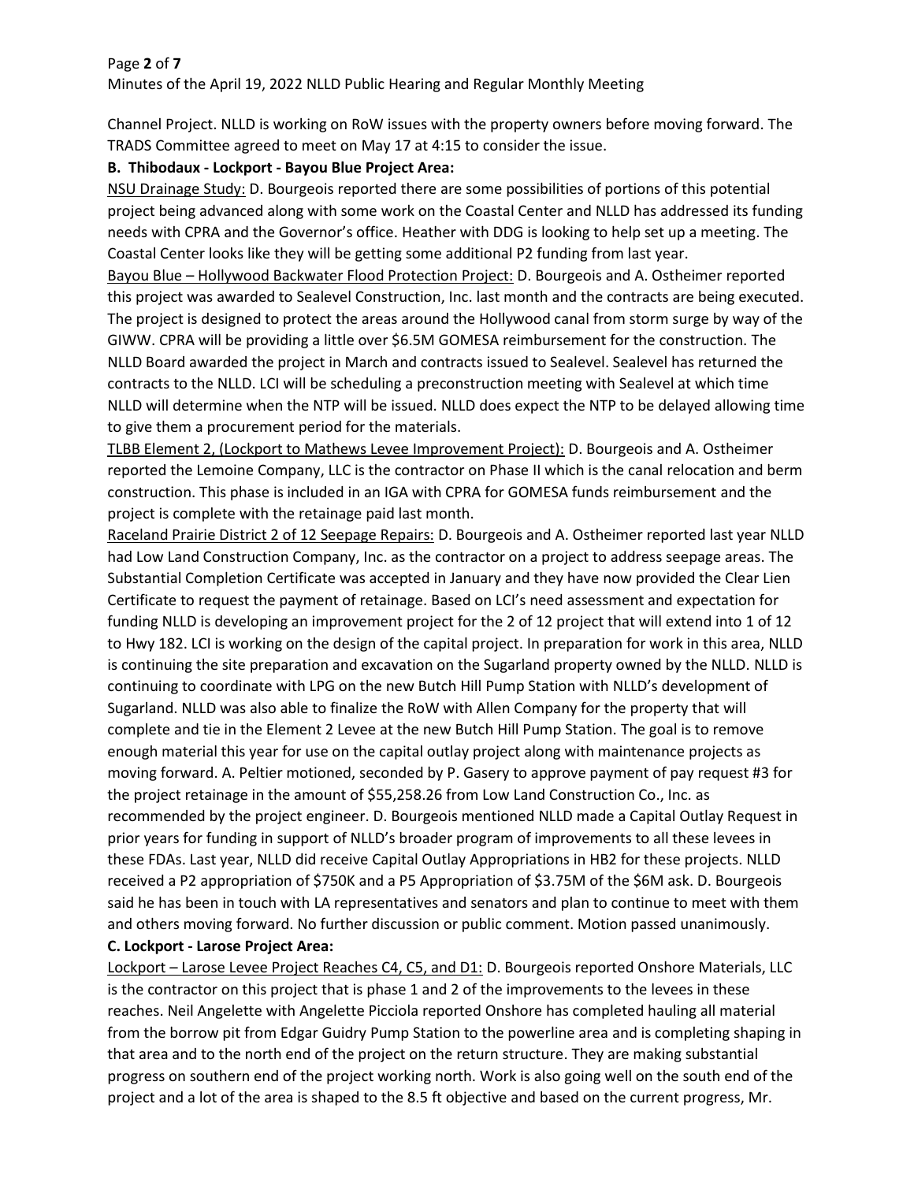Channel Project. NLLD is working on RoW issues with the property owners before moving forward. The TRADS Committee agreed to meet on May 17 at 4:15 to consider the issue.

**B. Thibodaux - Lockport - Bayou Blue Project Area:**

NSU Drainage Study: D. Bourgeois reported there are some possibilities of portions of this potential project being advanced along with some work on the Coastal Center and NLLD has addressed its funding needs with CPRA and the Governor's office. Heather with DDG is looking to help set up a meeting. The Coastal Center looks like they will be getting some additional P2 funding from last year.

Bayou Blue – Hollywood Backwater Flood Protection Project: D. Bourgeois and A. Ostheimer reported this project was awarded to Sealevel Construction, Inc. last month and the contracts are being executed. The project is designed to protect the areas around the Hollywood canal from storm surge by way of the GIWW. CPRA will be providing a little over $6.5M GOMESA reimbursement for the construction. The NLLD Board awarded the project in March and contracts issued to Sealevel. Sealevel has returned the contracts to the NLLD. LCI will be scheduling a preconstruction meeting with Sealevel at which time NLLD will determine when the NTP will be issued. NLLD does expect the NTP to be delayed allowing time to give them a procurement period for the materials.

TLBB Element 2, (Lockport to Mathews Levee Improvement Project): D. Bourgeois and A. Ostheimer reported the Lemoine Company, LLC is the contractor on Phase II which is the canal relocation and berm construction. This phase is included in an IGA with CPRA for GOMESA funds reimbursement and the project is complete with the retainage paid last month.

Raceland Prairie District 2 of 12 Seepage Repairs: D. Bourgeois and A. Ostheimer reported last year NLLD had Low Land Construction Company, Inc. as the contractor on a project to address seepage areas. The Substantial Completion Certificate was accepted in January and they have now provided the Clear Lien Certificate to request the payment of retainage. Based on LCI's need assessment and expectation for funding NLLD is developing an improvement project for the 2 of 12 project that will extend into 1 of 12 to Hwy 182. LCI is working on the design of the capital project. In preparation for work in this area, NLLD is continuing the site preparation and excavation on the Sugarland property owned by the NLLD. NLLD is continuing to coordinate with LPG on the new Butch Hill Pump Station with NLLD's development of Sugarland. NLLD was also able to finalize the RoW with Allen Company for the property that will complete and tie in the Element 2 Levee at the new Butch Hill Pump Station. The goal is to remove enough material this year for use on the capital outlay project along with maintenance projects as moving forward. A. Peltier motioned, seconded by P. Gasery to approve payment of pay request #3 for the project retainage in the amount of $55,258.26 from Low Land Construction Co., Inc. as recommended by the project engineer. D. Bourgeois mentioned NLLD made a Capital Outlay Request in prior years for funding in support of NLLD's broader program of improvements to all these levees in these FDAs. Last year, NLLD did receive Capital Outlay Appropriations in HB2 for these projects. NLLD received a P2 appropriation of $750K and a P5 Appropriation of $3.75M of the $6M ask. D. Bourgeois said he has been in touch with LA representatives and senators and plan to continue to meet with them and others moving forward. No further discussion or public comment. Motion passed unanimously.

**C. Lockport - Larose Project Area:**

Lockport – Larose Levee Project Reaches C4, C5, and D1: D. Bourgeois reported Onshore Materials, LLC is the contractor on this project that is phase 1 and 2 of the improvements to the levees in these reaches. Neil Angelette with Angelette Picciola reported Onshore has completed hauling all material from the borrow pit from Edgar Guidry Pump Station to the powerline area and is completing shaping in that area and to the north end of the project on the return structure. They are making substantial progress on southern end of the project working north. Work is also going well on the south end of the project and a lot of the area is shaped to the 8.5 ft objective and based on the current progress, Mr.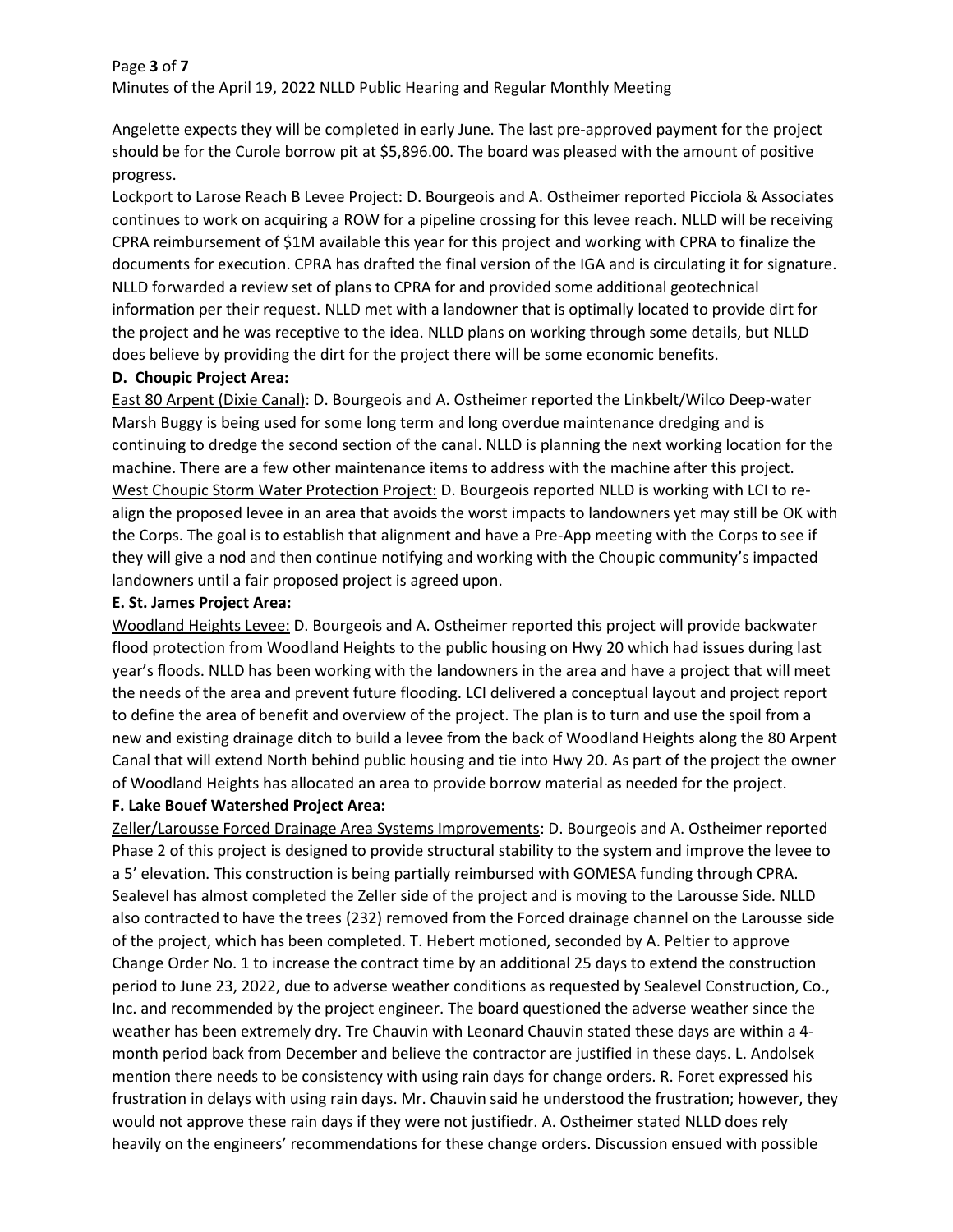Angelette expects they will be completed in early June. The last pre-approved payment for the project should be for the Curole borrow pit at $5,896.00. The board was pleased with the amount of positive progress.

Lockport to Larose Reach B Levee Project: D. Bourgeois and A. Ostheimer reported Picciola & Associates continues to work on acquiring a ROW for a pipeline crossing for this levee reach. NLLD will be receiving CPRA reimbursement of $1M available this year for this project and working with CPRA to finalize the documents for execution. CPRA has drafted the final version of the IGA and is circulating it for signature. NLLD forwarded a review set of plans to CPRA for and provided some additional geotechnical information per their request. NLLD met with a landowner that is optimally located to provide dirt for the project and he was receptive to the idea. NLLD plans on working through some details, but NLLD does believe by providing the dirt for the project there will be some economic benefits.

**D. Choupic Project Area:**

East 80 Arpent (Dixie Canal): D. Bourgeois and A. Ostheimer reported the Linkbelt/Wilco Deep-water Marsh Buggy is being used for some long term and long overdue maintenance dredging and is continuing to dredge the second section of the canal. NLLD is planning the next working location for the machine. There are a few other maintenance items to address with the machine after this project.

West Choupic Storm Water Protection Project: D. Bourgeois reported NLLD is working with LCI to re-align the proposed levee in an area that avoids the worst impacts to landowners yet may still be OK with the Corps. The goal is to establish that alignment and have a Pre-App meeting with the Corps to see if they will give a nod and then continue notifying and working with the Choupic community's impacted landowners until a fair proposed project is agreed upon.

**E. St. James Project Area:**

Woodland Heights Levee: D. Bourgeois and A. Ostheimer reported this project will provide backwater flood protection from Woodland Heights to the public housing on Hwy 20 which had issues during last year's floods. NLLD has been working with the landowners in the area and have a project that will meet the needs of the area and prevent future flooding. LCI delivered a conceptual layout and project report to define the area of benefit and overview of the project. The plan is to turn and use the spoil from a new and existing drainage ditch to build a levee from the back of Woodland Heights along the 80 Arpent Canal that will extend North behind public housing and tie into Hwy 20. As part of the project the owner of Woodland Heights has allocated an area to provide borrow material as needed for the project.

**F. Lake Bouef Watershed Project Area:**

Zeller/Larousse Forced Drainage Area Systems Improvements: D. Bourgeois and A. Ostheimer reported Phase 2 of this project is designed to provide structural stability to the system and improve the levee to a 5' elevation. This construction is being partially reimbursed with GOMESA funding through CPRA. Sealevel has almost completed the Zeller side of the project and is moving to the Larousse Side. NLLD also contracted to have the trees (232) removed from the Forced drainage channel on the Larousse side of the project, which has been completed. T. Hebert motioned, seconded by A. Peltier to approve Change Order No. 1 to increase the contract time by an additional 25 days to extend the construction period to June 23, 2022, due to adverse weather conditions as requested by Sealevel Construction, Co., Inc. and recommended by the project engineer. The board questioned the adverse weather since the weather has been extremely dry. Tre Chauvin with Leonard Chauvin stated these days are within a 4-month period back from December and believe the contractor are justified in these days. L. Andolsek mention there needs to be consistency with using rain days for change orders. R. Foret expressed his frustration in delays with using rain days. Mr. Chauvin said he understood the frustration; however, they would not approve these rain days if they were not justifiedr. A. Ostheimer stated NLLD does rely heavily on the engineers' recommendations for these change orders. Discussion ensued with possible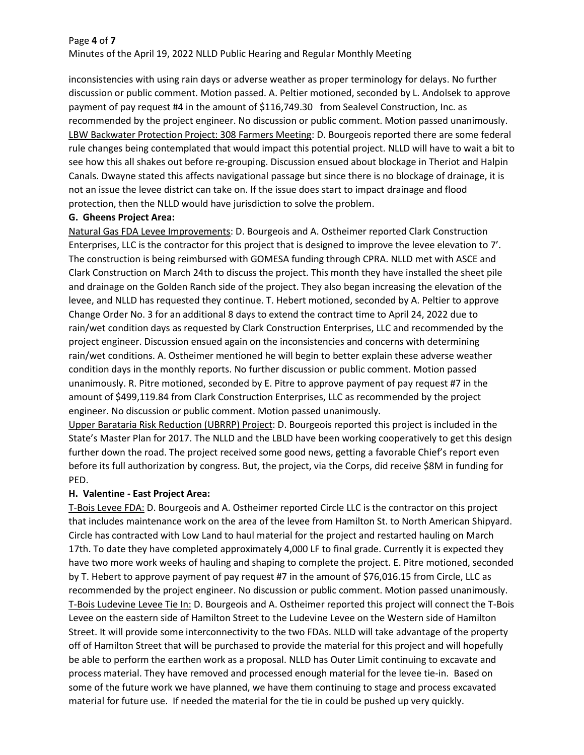inconsistencies with using rain days or adverse weather as proper terminology for delays. No further discussion or public comment. Motion passed. A. Peltier motioned, seconded by L. Andolsek to approve payment of pay request #4 in the amount of $116,749.30 from Sealevel Construction, Inc. as recommended by the project engineer. No discussion or public comment. Motion passed unanimously.
LBW Backwater Protection Project: 308 Farmers Meeting: D. Bourgeois reported there are some federal rule changes being contemplated that would impact this potential project. NLLD will have to wait a bit to see how this all shakes out before re-grouping. Discussion ensued about blockage in Theriot and Halpin Canals. Dwayne stated this affects navigational passage but since there is no blockage of drainage, it is not an issue the levee district can take on. If the issue does start to impact drainage and flood protection, then the NLLD would have jurisdiction to solve the problem.

**G. Gheens Project Area:**

Natural Gas FDA Levee Improvements: D. Bourgeois and A. Ostheimer reported Clark Construction Enterprises, LLC is the contractor for this project that is designed to improve the levee elevation to 7'. The construction is being reimbursed with GOMESA funding through CPRA. NLLD met with ASCE and Clark Construction on March 24th to discuss the project. This month they have installed the sheet pile and drainage on the Golden Ranch side of the project. They also began increasing the elevation of the levee, and NLLD has requested they continue. T. Hebert motioned, seconded by A. Peltier to approve Change Order No. 3 for an additional 8 days to extend the contract time to April 24, 2022 due to rain/wet condition days as requested by Clark Construction Enterprises, LLC and recommended by the project engineer. Discussion ensued again on the inconsistencies and concerns with determining rain/wet conditions. A. Ostheimer mentioned he will begin to better explain these adverse weather condition days in the monthly reports. No further discussion or public comment. Motion passed unanimously. R. Pitre motioned, seconded by E. Pitre to approve payment of pay request #7 in the amount of $499,119.84 from Clark Construction Enterprises, LLC as recommended by the project engineer. No discussion or public comment. Motion passed unanimously.
Upper Barataria Risk Reduction (UBRRP) Project: D. Bourgeois reported this project is included in the State's Master Plan for 2017. The NLLD and the LBLD have been working cooperatively to get this design further down the road. The project received some good news, getting a favorable Chief's report even before its full authorization by congress. But, the project, via the Corps, did receive $8M in funding for PED.

**H. Valentine - East Project Area:**

T-Bois Levee FDA: D. Bourgeois and A. Ostheimer reported Circle LLC is the contractor on this project that includes maintenance work on the area of the levee from Hamilton St. to North American Shipyard. Circle has contracted with Low Land to haul material for the project and restarted hauling on March 17th. To date they have completed approximately 4,000 LF to final grade. Currently it is expected they have two more work weeks of hauling and shaping to complete the project. E. Pitre motioned, seconded by T. Hebert to approve payment of pay request #7 in the amount of $76,016.15 from Circle, LLC as recommended by the project engineer. No discussion or public comment. Motion passed unanimously.
T-Bois Ludevine Levee Tie In: D. Bourgeois and A. Ostheimer reported this project will connect the T-Bois Levee on the eastern side of Hamilton Street to the Ludevine Levee on the Western side of Hamilton Street. It will provide some interconnectivity to the two FDAs. NLLD will take advantage of the property off of Hamilton Street that will be purchased to provide the material for this project and will hopefully be able to perform the earthen work as a proposal. NLLD has Outer Limit continuing to excavate and process material. They have removed and processed enough material for the levee tie-in. Based on some of the future work we have planned, we have them continuing to stage and process excavated material for future use. If needed the material for the tie in could be pushed up very quickly.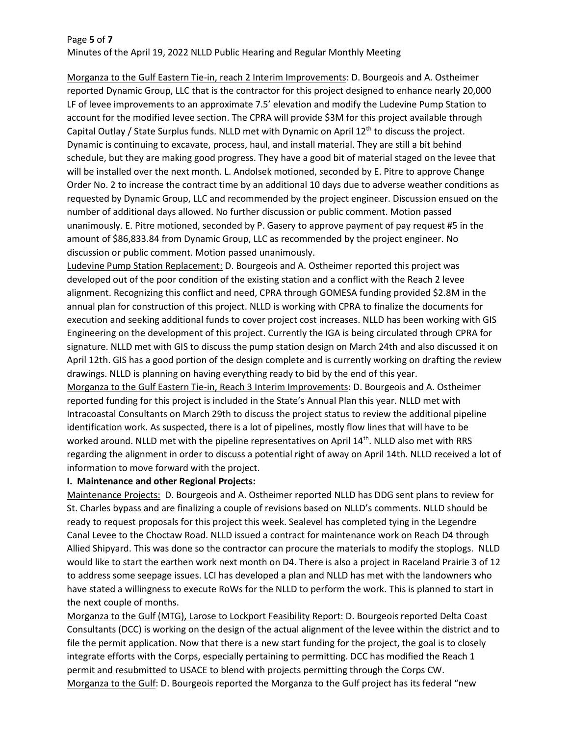Morganza to the Gulf Eastern Tie-in, reach 2 Interim Improvements: D. Bourgeois and A. Ostheimer reported Dynamic Group, LLC that is the contractor for this project designed to enhance nearly 20,000 LF of levee improvements to an approximate 7.5' elevation and modify the Ludevine Pump Station to account for the modified levee section. The CPRA will provide \$3M for this project available through Capital Outlay / State Surplus funds. NLLD met with Dynamic on April 12th to discuss the project. Dynamic is continuing to excavate, process, haul, and install material. They are still a bit behind schedule, but they are making good progress. They have a good bit of material staged on the levee that will be installed over the next month. L. Andolsek motioned, seconded by E. Pitre to approve Change Order No. 2 to increase the contract time by an additional 10 days due to adverse weather conditions as requested by Dynamic Group, LLC and recommended by the project engineer. Discussion ensued on the number of additional days allowed. No further discussion or public comment. Motion passed unanimously. E. Pitre motioned, seconded by P. Gasery to approve payment of pay request #5 in the amount of \$86,833.84 from Dynamic Group, LLC as recommended by the project engineer. No discussion or public comment. Motion passed unanimously.

Ludevine Pump Station Replacement: D. Bourgeois and A. Ostheimer reported this project was developed out of the poor condition of the existing station and a conflict with the Reach 2 levee alignment. Recognizing this conflict and need, CPRA through GOMESA funding provided \$2.8M in the annual plan for construction of this project. NLLD is working with CPRA to finalize the documents for execution and seeking additional funds to cover project cost increases. NLLD has been working with GIS Engineering on the development of this project. Currently the IGA is being circulated through CPRA for signature. NLLD met with GIS to discuss the pump station design on March 24th and also discussed it on April 12th. GIS has a good portion of the design complete and is currently working on drafting the review drawings. NLLD is planning on having everything ready to bid by the end of this year.

Morganza to the Gulf Eastern Tie-in, Reach 3 Interim Improvements: D. Bourgeois and A. Ostheimer reported funding for this project is included in the State's Annual Plan this year. NLLD met with Intracoastal Consultants on March 29th to discuss the project status to review the additional pipeline identification work. As suspected, there is a lot of pipelines, mostly flow lines that will have to be worked around. NLLD met with the pipeline representatives on April 14th. NLLD also met with RRS regarding the alignment in order to discuss a potential right of away on April 14th. NLLD received a lot of information to move forward with the project.

**I. Maintenance and other Regional Projects:**

Maintenance Projects: D. Bourgeois and A. Ostheimer reported NLLD has DDG sent plans to review for St. Charles bypass and are finalizing a couple of revisions based on NLLD's comments. NLLD should be ready to request proposals for this project this week. Sealevel has completed tying in the Legendre Canal Levee to the Choctaw Road. NLLD issued a contract for maintenance work on Reach D4 through Allied Shipyard. This was done so the contractor can procure the materials to modify the stoplogs. NLLD would like to start the earthen work next month on D4. There is also a project in Raceland Prairie 3 of 12 to address some seepage issues. LCI has developed a plan and NLLD has met with the landowners who have stated a willingness to execute RoWs for the NLLD to perform the work. This is planned to start in the next couple of months.

Morganza to the Gulf (MTG), Larose to Lockport Feasibility Report: D. Bourgeois reported Delta Coast Consultants (DCC) is working on the design of the actual alignment of the levee within the district and to file the permit application. Now that there is a new start funding for the project, the goal is to closely integrate efforts with the Corps, especially pertaining to permitting. DCC has modified the Reach 1 permit and resubmitted to USACE to blend with projects permitting through the Corps CW.

Morganza to the Gulf: D. Bourgeois reported the Morganza to the Gulf project has its federal "new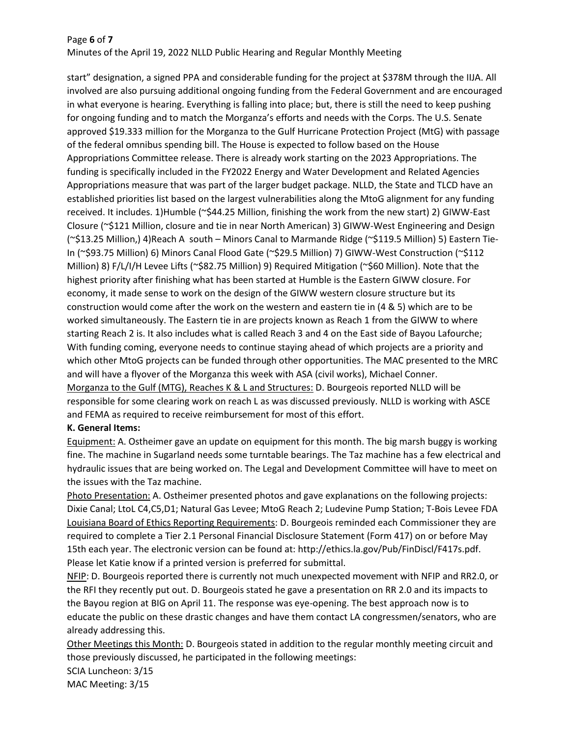start" designation, a signed PPA and considerable funding for the project at $378M through the IIJA. All involved are also pursuing additional ongoing funding from the Federal Government and are encouraged in what everyone is hearing. Everything is falling into place; but, there is still the need to keep pushing for ongoing funding and to match the Morganza's efforts and needs with the Corps. The U.S. Senate approved $19.333 million for the Morganza to the Gulf Hurricane Protection Project (MtG) with passage of the federal omnibus spending bill. The House is expected to follow based on the House Appropriations Committee release. There is already work starting on the 2023 Appropriations. The funding is specifically included in the FY2022 Energy and Water Development and Related Agencies Appropriations measure that was part of the larger budget package. NLLD, the State and TLCD have an established priorities list based on the largest vulnerabilities along the MtoG alignment for any funding received. It includes. 1)Humble (~$44.25 Million, finishing the work from the new start) 2) GIWW-East Closure (~$121 Million, closure and tie in near North American) 3) GIWW-West Engineering and Design (~$13.25 Million,) 4)Reach A south – Minors Canal to Marmande Ridge (~$119.5 Million) 5) Eastern Tie-In (~$93.75 Million) 6) Minors Canal Flood Gate (~$29.5 Million) 7) GIWW-West Construction (~$112 Million) 8) F/L/I/H Levee Lifts (~$82.75 Million) 9) Required Mitigation (~$60 Million). Note that the highest priority after finishing what has been started at Humble is the Eastern GIWW closure. For economy, it made sense to work on the design of the GIWW western closure structure but its construction would come after the work on the western and eastern tie in (4 & 5) which are to be worked simultaneously. The Eastern tie in are projects known as Reach 1 from the GIWW to where starting Reach 2 is. It also includes what is called Reach 3 and 4 on the East side of Bayou Lafourche; With funding coming, everyone needs to continue staying ahead of which projects are a priority and which other MtoG projects can be funded through other opportunities. The MAC presented to the MRC and will have a flyover of the Morganza this week with ASA (civil works), Michael Conner.

Morganza to the Gulf (MTG), Reaches K & L and Structures: D. Bourgeois reported NLLD will be responsible for some clearing work on reach L as was discussed previously. NLLD is working with ASCE and FEMA as required to receive reimbursement for most of this effort.

**K. General Items:**

Equipment: A. Ostheimer gave an update on equipment for this month. The big marsh buggy is working fine. The machine in Sugarland needs some turntable bearings. The Taz machine has a few electrical and hydraulic issues that are being worked on. The Legal and Development Committee will have to meet on the issues with the Taz machine.

Photo Presentation: A. Ostheimer presented photos and gave explanations on the following projects: Dixie Canal; LtoL C4,C5,D1; Natural Gas Levee; MtoG Reach 2; Ludevine Pump Station; T-Bois Levee FDA

Louisiana Board of Ethics Reporting Requirements: D. Bourgeois reminded each Commissioner they are required to complete a Tier 2.1 Personal Financial Disclosure Statement (Form 417) on or before May 15th each year. The electronic version can be found at: http://ethics.la.gov/Pub/FinDiscl/F417s.pdf. Please let Katie know if a printed version is preferred for submittal.

NFIP: D. Bourgeois reported there is currently not much unexpected movement with NFIP and RR2.0, or the RFI they recently put out. D. Bourgeois stated he gave a presentation on RR 2.0 and its impacts to the Bayou region at BIG on April 11. The response was eye-opening. The best approach now is to educate the public on these drastic changes and have them contact LA congressmen/senators, who are already addressing this.

Other Meetings this Month: D. Bourgeois stated in addition to the regular monthly meeting circuit and those previously discussed, he participated in the following meetings:

SCIA Luncheon: 3/15

MAC Meeting: 3/15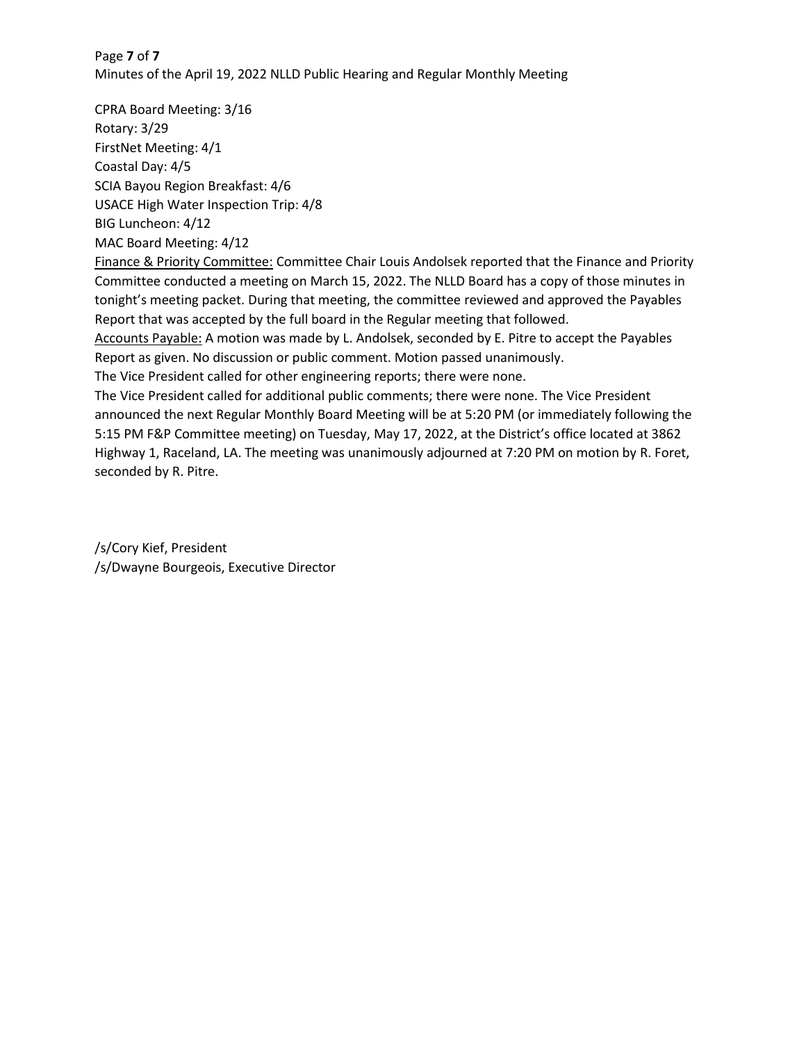CPRA Board Meeting: 3/16
Rotary: 3/29
FirstNet Meeting: 4/1
Coastal Day: 4/5
SCIA Bayou Region Breakfast: 4/6
USACE High Water Inspection Trip: 4/8
BIG Luncheon: 4/12
MAC Board Meeting: 4/12

Finance & Priority Committee: Committee Chair Louis Andolsek reported that the Finance and Priority Committee conducted a meeting on March 15, 2022. The NLLD Board has a copy of those minutes in tonight's meeting packet. During that meeting, the committee reviewed and approved the Payables Report that was accepted by the full board in the Regular meeting that followed.

Accounts Payable: A motion was made by L. Andolsek, seconded by E. Pitre to accept the Payables Report as given. No discussion or public comment. Motion passed unanimously.

The Vice President called for other engineering reports; there were none.

The Vice President called for additional public comments; there were none. The Vice President announced the next Regular Monthly Board Meeting will be at 5:20 PM (or immediately following the 5:15 PM F&P Committee meeting) on Tuesday, May 17, 2022, at the District's office located at 3862 Highway 1, Raceland, LA. The meeting was unanimously adjourned at 7:20 PM on motion by R. Foret, seconded by R. Pitre.

/s/Cory Kief, President
/s/Dwayne Bourgeois, Executive Director